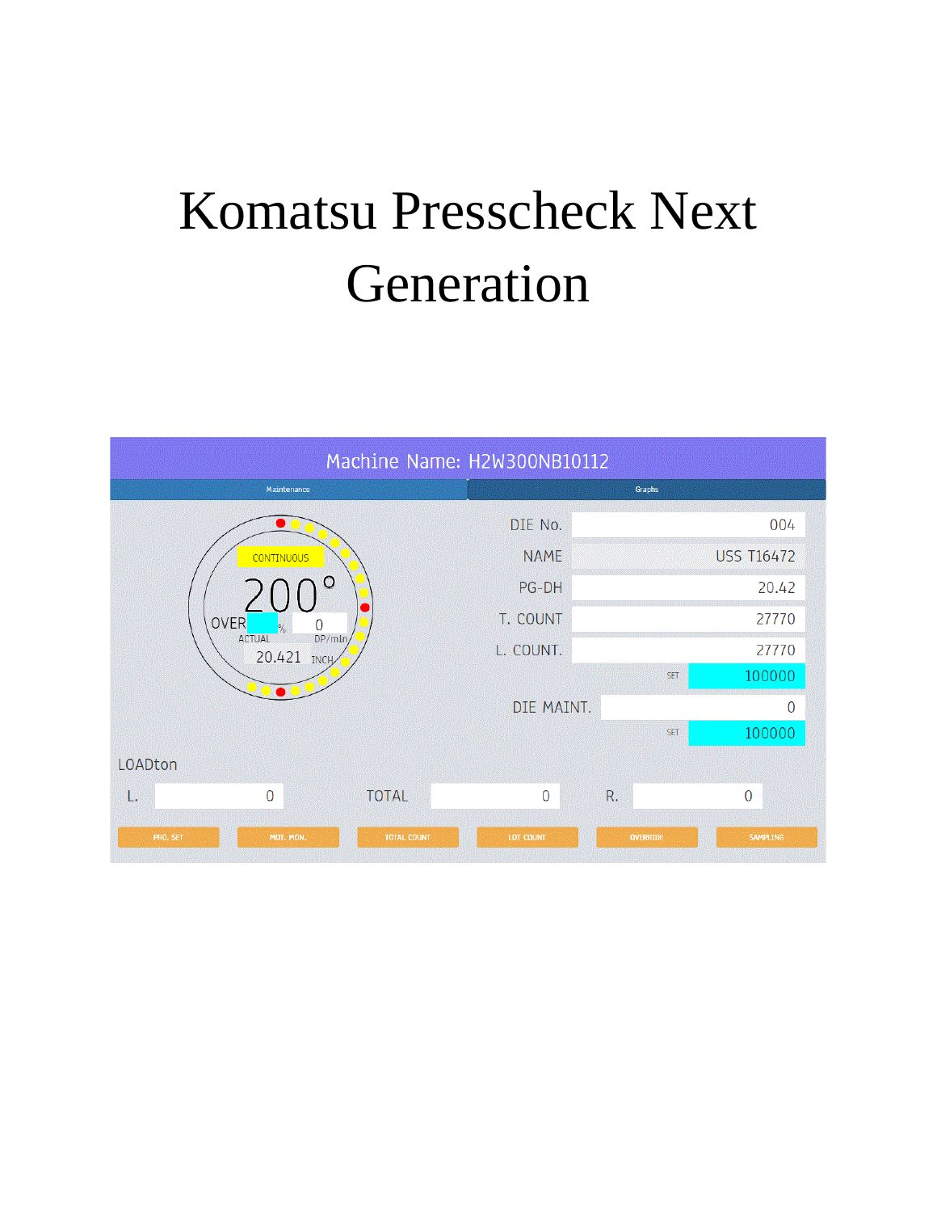# Komatsu Presscheck Next Generation

**Machine Name: H2W300NB10112**

Maintenance | Graphs

CONTINUOUS

200°

OVER % 0

ACTUAL DP/min

20.421 INCH

| | | |
|---|---|---|
| DIE No. | | 004 |
| NAME | | USS T16472 |
| PG-DH | | 20.42 |
| T. COUNT | | 27770 |
| L. COUNT. | | 27770 |
| | SET | 100000 |
| DIE MAINT. | | 0 |
| | SET | 100000 |

LOADton

| L. | 0 | TOTAL | 0 | R. | 0 |
|---|---|---|---|---|---|

PRO. SET | MOT. MON. | TOTAL COUNT | LOT COUNT | OVERRIDE | SAMPLING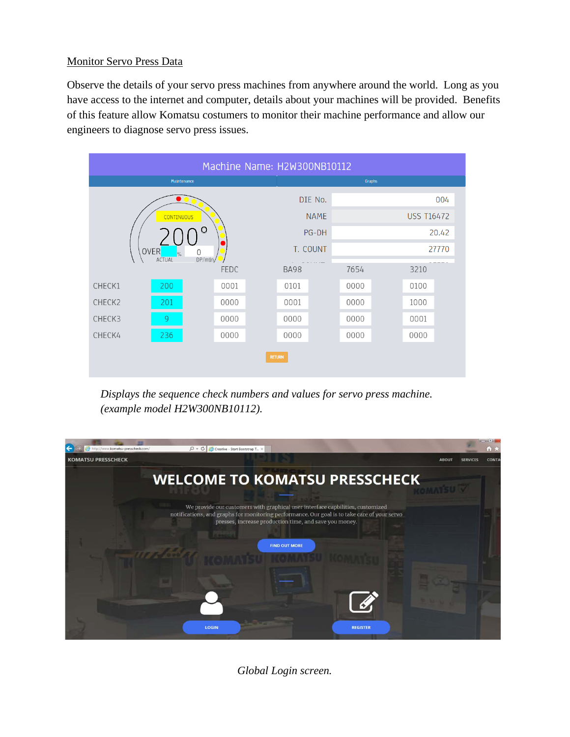<u>Monitor Servo Press Data</u>

Observe the details of your servo press machines from anywhere around the world. Long as you have access to the internet and computer, details about your machines will be provided. Benefits of this feature allow Komatsu costumers to monitor their machine performance and allow our engineers to diagnose servo press issues.

*Displays the sequence check numbers and values for servo press machine. (example model H2W300NB10112).*

*Global Login screen.*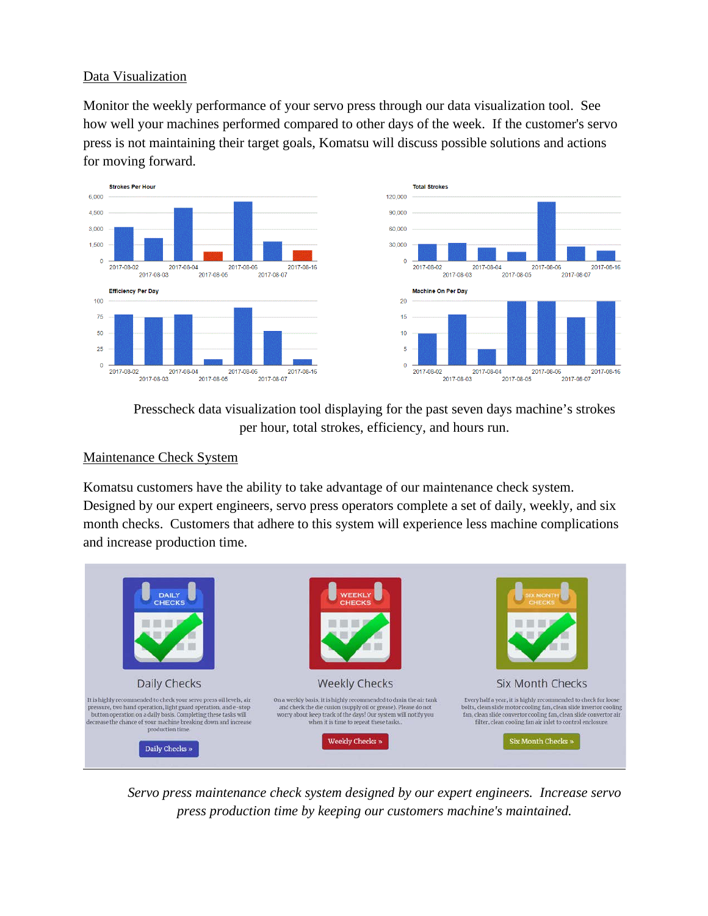## Data Visualization

Monitor the weekly performance of your servo press through our data visualization tool. See how well your machines performed compared to other days of the week. If the customer's servo press is not maintaining their target goals, Komatsu will discuss possible solutions and actions for moving forward.

Presscheck data visualization tool displaying for the past seven days machine's strokes per hour, total strokes, efficiency, and hours run.

## Maintenance Check System

Komatsu customers have the ability to take advantage of our maintenance check system. Designed by our expert engineers, servo press operators complete a set of daily, weekly, and six month checks. Customers that adhere to this system will experience less machine complications and increase production time.

*Servo press maintenance check system designed by our expert engineers. Increase servo press production time by keeping our customers machine's maintained.*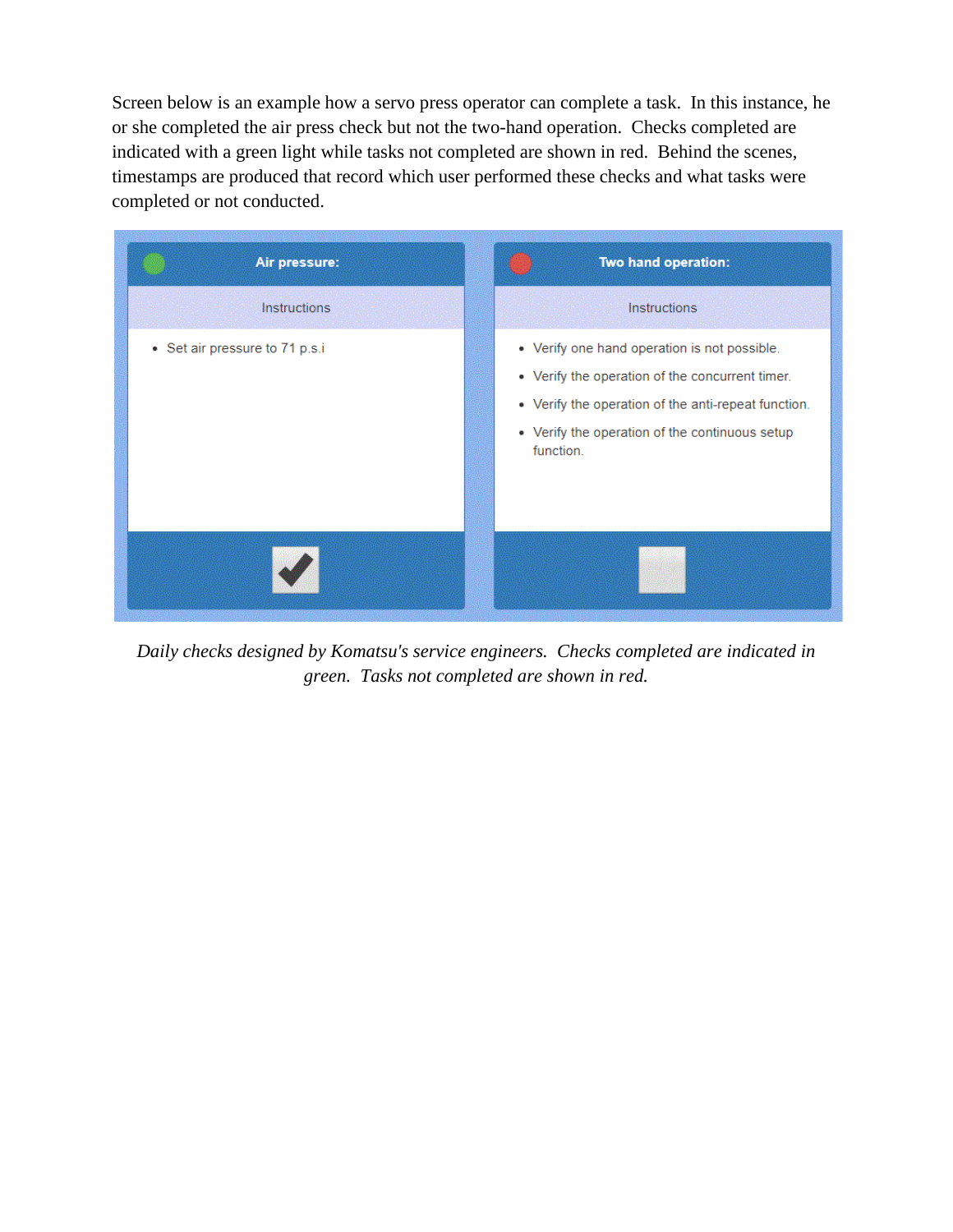Screen below is an example how a servo press operator can complete a task. In this instance, he or she completed the air press check but not the two-hand operation. Checks completed are indicated with a green light while tasks not completed are shown in red. Behind the scenes, timestamps are produced that record which user performed these checks and what tasks were completed or not conducted.

**Air pressure:**

Instructions

- Set air pressure to 71 p.s.i

**Two hand operation:**

Instructions

- Verify one hand operation is not possible.
- Verify the operation of the concurrent timer.
- Verify the operation of the anti-repeat function.
- Verify the operation of the continuous setup function.

*Daily checks designed by Komatsu's service engineers. Checks completed are indicated in green. Tasks not completed are shown in red.*